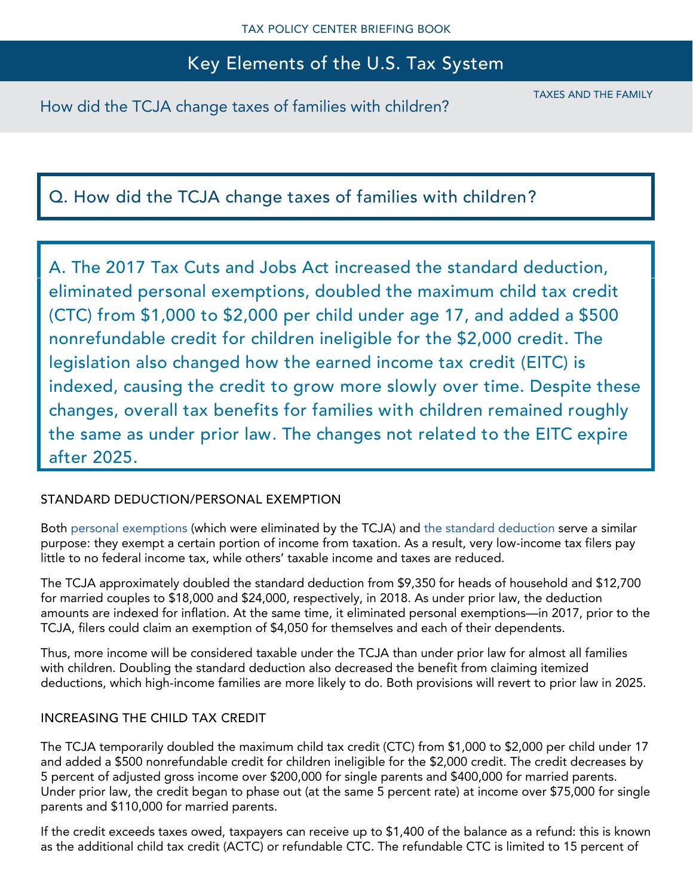TAX POLICY CENTER BRIEFING BOOK

# Key Elements of the U.S. Tax System

TAXES AND THE FAMILY

How did the TCJA change taxes of families with children?

## Q. How did the TCJA change taxes of families with children?

**A. The 2017 Tax Cuts and Jobs Act increased the standard deduction, eliminated personal exemptions, doubled the maximum child tax credit (CTC) from $1,000 to $2,000 per child under age 17, and added a $500 nonrefundable credit for children ineligible for the $2,000 credit. The legislation also changed how the earned income tax credit (EITC) is indexed, causing the credit to grow more slowly over time. Despite these changes, overall tax benefits for families with children remained roughly the same as under prior law. The changes not related to the EITC expire after 2025.**

### STANDARD DEDUCTION/PERSONAL EXEMPTION

Both personal exemptions (which were eliminated by the TCJA) and the standard deduction serve a similar purpose: they exempt a certain portion of income from taxation. As a result, very low-income tax filers pay little to no federal income tax, while others' taxable income and taxes are reduced.

The TCJA approximately doubled the standard deduction from $9,350 for heads of household and $12,700 for married couples to $18,000 and $24,000, respectively, in 2018. As under prior law, the deduction amounts are indexed for inflation. At the same time, it eliminated personal exemptions—in 2017, prior to the TCJA, filers could claim an exemption of $4,050 for themselves and each of their dependents.

Thus, more income will be considered taxable under the TCJA than under prior law for almost all families with children. Doubling the standard deduction also decreased the benefit from claiming itemized deductions, which high-income families are more likely to do. Both provisions will revert to prior law in 2025.

### INCREASING THE CHILD TAX CREDIT

The TCJA temporarily doubled the maximum child tax credit (CTC) from $1,000 to $2,000 per child under 17 and added a $500 nonrefundable credit for children ineligible for the $2,000 credit. The credit decreases by 5 percent of adjusted gross income over $200,000 for single parents and $400,000 for married parents. Under prior law, the credit began to phase out (at the same 5 percent rate) at income over $75,000 for single parents and $110,000 for married parents.

If the credit exceeds taxes owed, taxpayers can receive up to $1,400 of the balance as a refund: this is known as the additional child tax credit (ACTC) or refundable CTC. The refundable CTC is limited to 15 percent of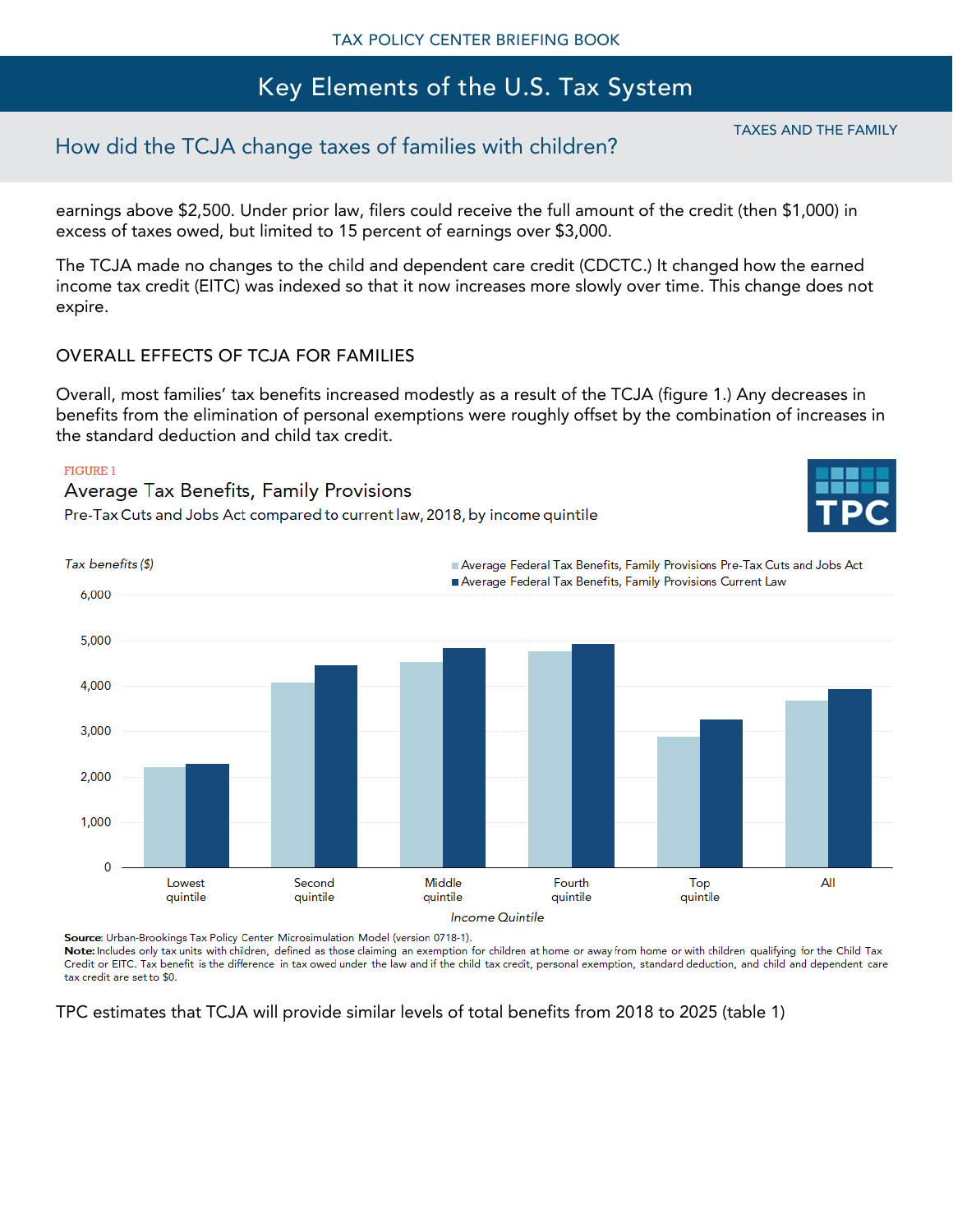earnings above $2,500. Under prior law, filers could receive the full amount of the credit (then $1,000) in excess of taxes owed, but limited to 15 percent of earnings over $3,000.

The TCJA made no changes to the child and dependent care credit (CDCTC.) It changed how the earned income tax credit (EITC) was indexed so that it now increases more slowly over time. This change does not expire.

## OVERALL EFFECTS OF TCJA FOR FAMILIES

Overall, most families' tax benefits increased modestly as a result of the TCJA (figure 1.) Any decreases in benefits from the elimination of personal exemptions were roughly offset by the combination of increases in the standard deduction and child tax credit.

FIGURE 1

### Average Tax Benefits, Family Provisions

Pre-Tax Cuts and Jobs Act compared to current law, 2018, by income quintile

Tax benefits ($)

- Average Federal Tax Benefits, Family Provisions Pre-Tax Cuts and Jobs Act
- Average Federal Tax Benefits, Family Provisions Current Law

Income Quintile: Lowest quintile, Second quintile, Middle quintile, Fourth quintile, Top quintile, All

**Source**: Urban-Brookings Tax Policy Center Microsimulation Model (version 0718-1).
**Note:** Includes only tax units with children, defined as those claiming an exemption for children at home or away from home or with children qualifying for the Child Tax Credit or EITC. Tax benefit is the difference in tax owed under the law and if the child tax credit, personal exemption, standard deduction, and child and dependent care tax credit are set to $0.

TPC estimates that TCJA will provide similar levels of total benefits from 2018 to 2025 (table 1)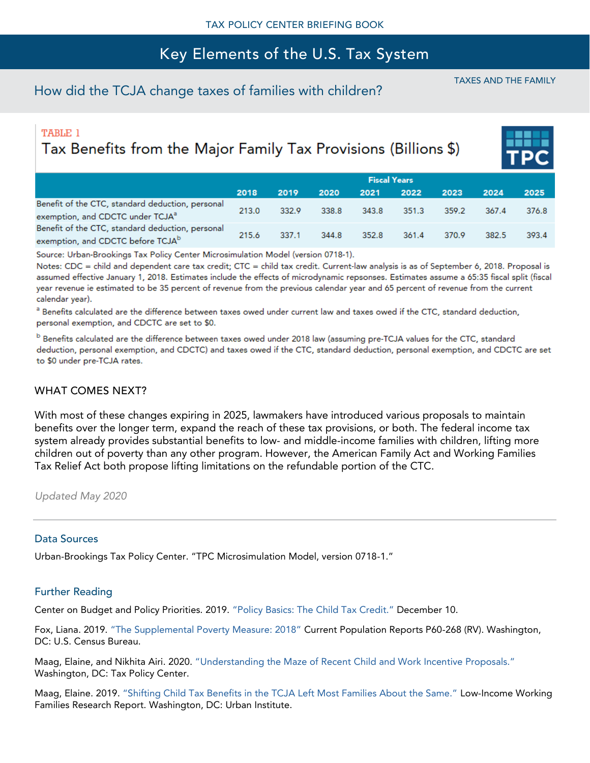TAX POLICY CENTER BRIEFING BOOK

# Key Elements of the U.S. Tax System

TAXES AND THE FAMILY

## How did the TCJA change taxes of families with children?

TABLE 1

### Tax Benefits from the Major Family Tax Provisions (Billions $)

| | Fiscal Years | | | | | | | |
|---|---|---|---|---|---|---|---|---|
| | 2018 | 2019 | 2020 | 2021 | 2022 | 2023 | 2024 | 2025 |
| Benefit of the CTC, standard deduction, personal exemption, and CDCTC under TCJA[a] | 213.0 | 332.9 | 338.8 | 343.8 | 351.3 | 359.2 | 367.4 | 376.8 |
| Benefit of the CTC, standard deduction, personal exemption, and CDCTC before TCJA[b] | 215.6 | 337.1 | 344.8 | 352.8 | 361.4 | 370.9 | 382.5 | 393.4 |

Source: Urban-Brookings Tax Policy Center Microsimulation Model (version 0718-1).

Notes: CDC = child and dependent care tax credit; CTC = child tax credit. Current-law analysis is as of September 6, 2018. Proposal is assumed effective January 1, 2018. Estimates include the effects of microdynamic repsonses. Estimates assume a 65:35 fiscal split (fiscal year revenue ie estimated to be 35 percent of revenue from the previous calendar year and 65 percent of revenue from the current calendar year).

[a] Benefits calculated are the difference between taxes owed under current law and taxes owed if the CTC, standard deduction, personal exemption, and CDCTC are set to $0.

[b] Benefits calculated are the difference between taxes owed under 2018 law (assuming pre-TCJA values for the CTC, standard deduction, personal exemption, and CDCTC) and taxes owed if the CTC, standard deduction, personal exemption, and CDCTC are set to $0 under pre-TCJA rates.

### WHAT COMES NEXT?

With most of these changes expiring in 2025, lawmakers have introduced various proposals to maintain benefits over the longer term, expand the reach of these tax provisions, or both. The federal income tax system already provides substantial benefits to low- and middle-income families with children, lifting more children out of poverty than any other program. However, the American Family Act and Working Families Tax Relief Act both propose lifting limitations on the refundable portion of the CTC.

*Updated May 2020*

---

### Data Sources

Urban-Brookings Tax Policy Center. "TPC Microsimulation Model, version 0718-1."

### Further Reading

Center on Budget and Policy Priorities. 2019. "Policy Basics: The Child Tax Credit." December 10.

Fox, Liana. 2019. "The Supplemental Poverty Measure: 2018" Current Population Reports P60-268 (RV). Washington, DC: U.S. Census Bureau.

Maag, Elaine, and Nikhita Airi. 2020. "Understanding the Maze of Recent Child and Work Incentive Proposals." Washington, DC: Tax Policy Center.

Maag, Elaine. 2019. "Shifting Child Tax Benefits in the TCJA Left Most Families About the Same." Low-Income Working Families Research Report. Washington, DC: Urban Institute.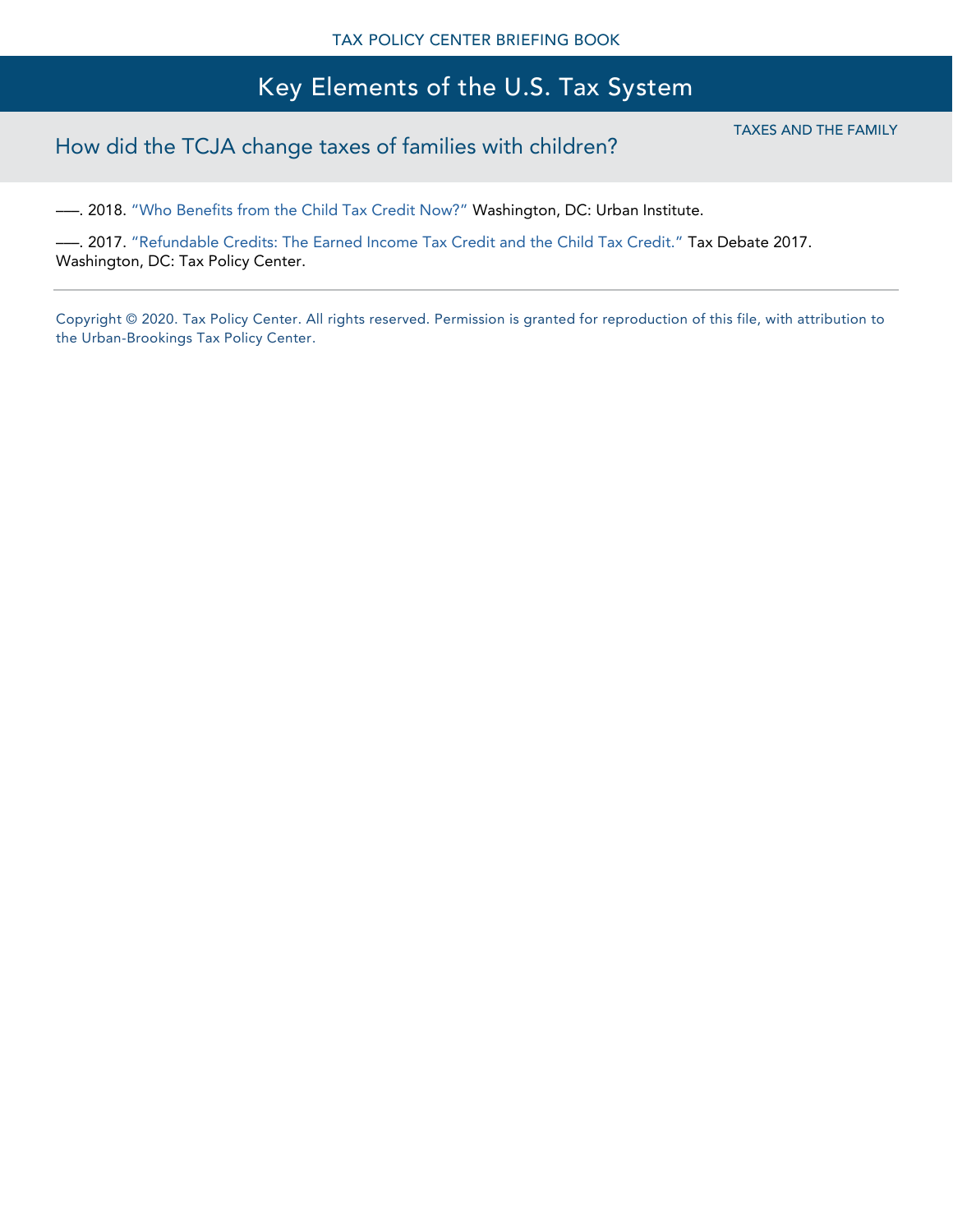——. 2018. "Who Benefits from the Child Tax Credit Now?" Washington, DC: Urban Institute.

——. 2017. "Refundable Credits: The Earned Income Tax Credit and the Child Tax Credit." Tax Debate 2017. Washington, DC: Tax Policy Center.

---

Copyright © 2020. Tax Policy Center. All rights reserved. Permission is granted for reproduction of this file, with attribution to the Urban-Brookings Tax Policy Center.